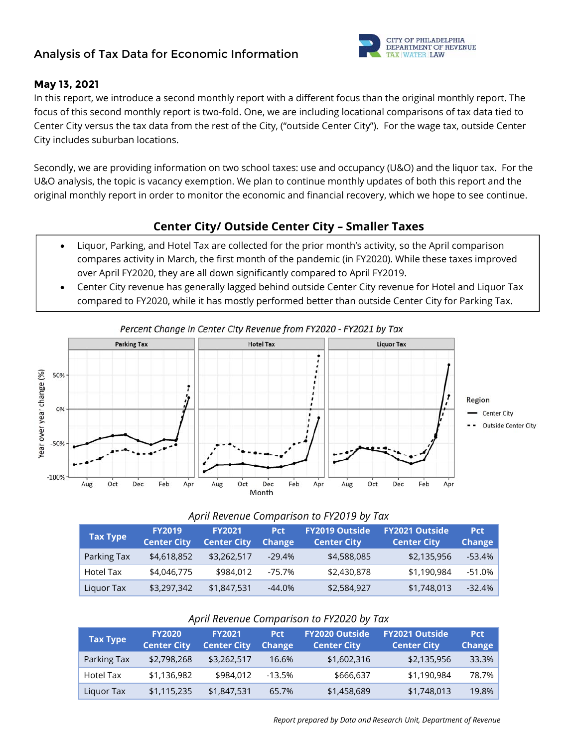# Analysis of Tax Data for Economic Information

CITY OF PHILADELPHIA
DEPARTMENT OF REVENUE
TAX | WATER | LAW

## May 13, 2021

In this report, we introduce a second monthly report with a different focus than the original monthly report. The focus of this second monthly report is two-fold. One, we are including locational comparisons of tax data tied to Center City versus the tax data from the rest of the City, ("outside Center City"). For the wage tax, outside Center City includes suburban locations.

Secondly, we are providing information on two school taxes: use and occupancy (U&O) and the liquor tax. For the U&O analysis, the topic is vacancy exemption. We plan to continue monthly updates of both this report and the original monthly report in order to monitor the economic and financial recovery, which we hope to see continue.

## Center City/ Outside Center City – Smaller Taxes

- Liquor, Parking, and Hotel Tax are collected for the prior month's activity, so the April comparison compares activity in March, the first month of the pandemic (in FY2020). While these taxes improved over April FY2020, they are all down significantly compared to April FY2019.
- Center City revenue has generally lagged behind outside Center City revenue for Hotel and Liquor Tax compared to FY2020, while it has mostly performed better than outside Center City for Parking Tax.

*Percent Change in Center City Revenue from FY2020 - FY2021 by Tax*

*April Revenue Comparison to FY2019 by Tax*

| Tax Type | FY2019 Center City | FY2021 Center City | Pct Change | FY2019 Outside Center City | FY2021 Outside Center City | Pct Change |
|---|---|---|---|---|---|---|
| Parking Tax | $4,618,852 | $3,262,517 | -29.4% | $4,588,085 | $2,135,956 | -53.4% |
| Hotel Tax | $4,046,775 | $984,012 | -75.7% | $2,430,878 | $1,190,984 | -51.0% |
| Liquor Tax | $3,297,342 | $1,847,531 | -44.0% | $2,584,927 | $1,748,013 | -32.4% |

*April Revenue Comparison to FY2020 by Tax*

| Tax Type | FY2020 Center City | FY2021 Center City | Pct Change | FY2020 Outside Center City | FY2021 Outside Center City | Pct Change |
|---|---|---|---|---|---|---|
| Parking Tax | $2,798,268 | $3,262,517 | 16.6% | $1,602,316 | $2,135,956 | 33.3% |
| Hotel Tax | $1,136,982 | $984,012 | -13.5% | $666,637 | $1,190,984 | 78.7% |
| Liquor Tax | $1,115,235 | $1,847,531 | 65.7% | $1,458,689 | $1,748,013 | 19.8% |

*Report prepared by Data and Research Unit, Department of Revenue*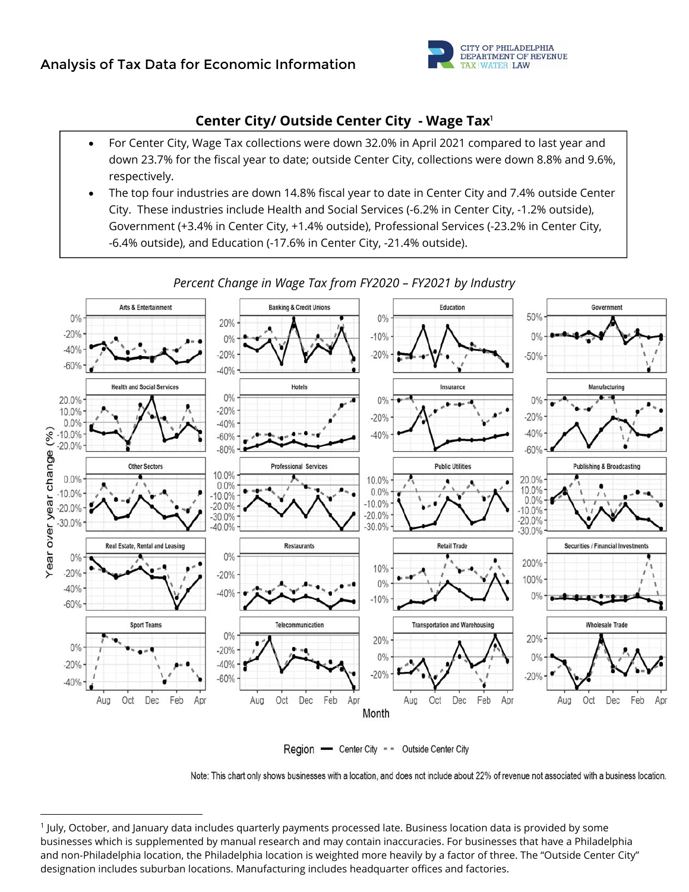## Center City/ Outside Center City - Wage Tax[1]

- For Center City, Wage Tax collections were down 32.0% in April 2021 compared to last year and down 23.7% for the fiscal year to date; outside Center City, collections were down 8.8% and 9.6%, respectively.
- The top four industries are down 14.8% fiscal year to date in Center City and 7.4% outside Center City. These industries include Health and Social Services (-6.2% in Center City, -1.2% outside), Government (+3.4% in Center City, +1.4% outside), Professional Services (-23.2% in Center City, -6.4% outside), and Education (-17.6% in Center City, -21.4% outside).

*Percent Change in Wage Tax from FY2020 – FY2021 by Industry*

Note: This chart only shows businesses with a location, and does not include about 22% of revenue not associated with a business location.

[1] July, October, and January data includes quarterly payments processed late. Business location data is provided by some businesses which is supplemented by manual research and may contain inaccuracies. For businesses that have a Philadelphia and non-Philadelphia location, the Philadelphia location is weighted more heavily by a factor of three. The "Outside Center City" designation includes suburban locations. Manufacturing includes headquarter offices and factories.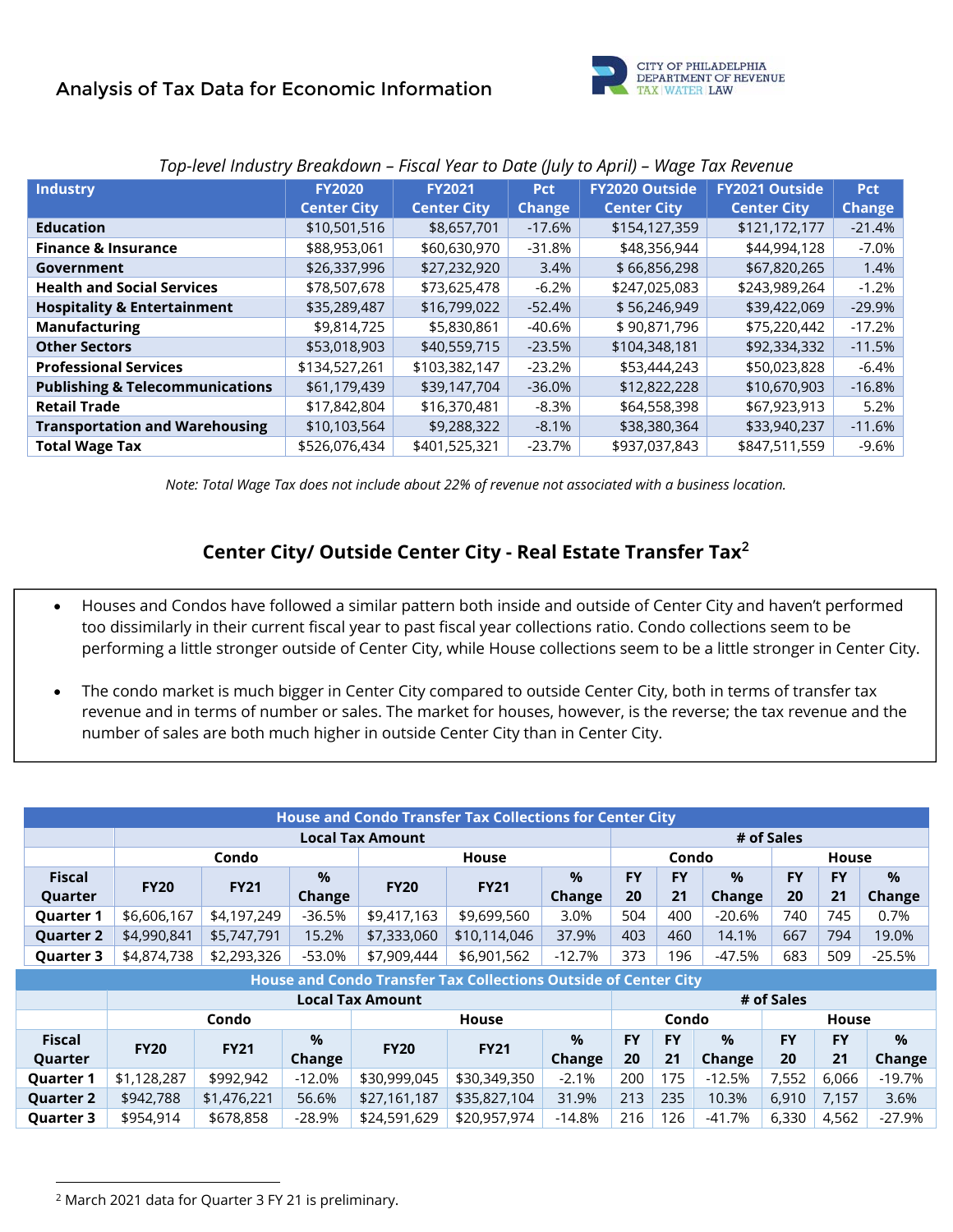## Analysis of Tax Data for Economic Information

*Top-level Industry Breakdown – Fiscal Year to Date (July to April) – Wage Tax Revenue*

| Industry | FY2020 Center City | FY2021 Center City | Pct Change | FY2020 Outside Center City | FY2021 Outside Center City | Pct Change |
|---|---|---|---|---|---|---|
| **Education** | $10,501,516 | $8,657,701 | -17.6% | $154,127,359 | $121,172,177 | -21.4% |
| **Finance & Insurance** | $88,953,061 | $60,630,970 | -31.8% | $48,356,944 | $44,994,128 | -7.0% |
| **Government** | $26,337,996 | $27,232,920 | 3.4% | $ 66,856,298 | $67,820,265 | 1.4% |
| **Health and Social Services** | $78,507,678 | $73,625,478 | -6.2% | $247,025,083 | $243,989,264 | -1.2% |
| **Hospitality & Entertainment** | $35,289,487 | $16,799,022 | -52.4% | $ 56,246,949 | $39,422,069 | -29.9% |
| **Manufacturing** | $9,814,725 | $5,830,861 | -40.6% | $ 90,871,796 | $75,220,442 | -17.2% |
| **Other Sectors** | $53,018,903 | $40,559,715 | -23.5% | $104,348,181 | $92,334,332 | -11.5% |
| **Professional Services** | $134,527,261 | $103,382,147 | -23.2% | $53,444,243 | $50,023,828 | -6.4% |
| **Publishing & Telecommunications** | $61,179,439 | $39,147,704 | -36.0% | $12,822,228 | $10,670,903 | -16.8% |
| **Retail Trade** | $17,842,804 | $16,370,481 | -8.3% | $64,558,398 | $67,923,913 | 5.2% |
| **Transportation and Warehousing** | $10,103,564 | $9,288,322 | -8.1% | $38,380,364 | $33,940,237 | -11.6% |
| **Total Wage Tax** | $526,076,434 | $401,525,321 | -23.7% | $937,037,843 | $847,511,559 | -9.6% |

*Note: Total Wage Tax does not include about 22% of revenue not associated with a business location.*

## Center City/ Outside Center City - Real Estate Transfer Tax[2]

- Houses and Condos have followed a similar pattern both inside and outside of Center City and haven't performed too dissimilarly in their current fiscal year to past fiscal year collections ratio. Condo collections seem to be performing a little stronger outside of Center City, while House collections seem to be a little stronger in Center City.
- The condo market is much bigger in Center City compared to outside Center City, both in terms of transfer tax revenue and in terms of number or sales. The market for houses, however, is the reverse; the tax revenue and the number of sales are both much higher in outside Center City than in Center City.

**House and Condo Transfer Tax Collections for Center City**

| | Local Tax Amount | | | | | | # of Sales | | | | | |
|---|---|---|---|---|---|---|---|---|---|---|---|---|
| | Condo | | | House | | | Condo | | | House | | |
| Fiscal Quarter | FY20 | FY21 | % Change | FY20 | FY21 | % Change | FY 20 | FY 21 | % Change | FY 20 | FY 21 | % Change |
| Quarter 1 | $6,606,167 | $4,197,249 | -36.5% | $9,417,163 | $9,699,560 | 3.0% | 504 | 400 | -20.6% | 740 | 745 | 0.7% |
| Quarter 2 | $4,990,841 | $5,747,791 | 15.2% | $7,333,060 | $10,114,046 | 37.9% | 403 | 460 | 14.1% | 667 | 794 | 19.0% |
| Quarter 3 | $4,874,738 | $2,293,326 | -53.0% | $7,909,444 | $6,901,562 | -12.7% | 373 | 196 | -47.5% | 683 | 509 | -25.5% |

**House and Condo Transfer Tax Collections Outside of Center City**

| | Local Tax Amount | | | | | | # of Sales | | | | | |
|---|---|---|---|---|---|---|---|---|---|---|---|---|
| | Condo | | | House | | | Condo | | | House | | |
| Fiscal Quarter | FY20 | FY21 | % Change | FY20 | FY21 | % Change | FY 20 | FY 21 | % Change | FY 20 | FY 21 | % Change |
| Quarter 1 | $1,128,287 | $992,942 | -12.0% | $30,999,045 | $30,349,350 | -2.1% | 200 | 175 | -12.5% | 7,552 | 6,066 | -19.7% |
| Quarter 2 | $942,788 | $1,476,221 | 56.6% | $27,161,187 | $35,827,104 | 31.9% | 213 | 235 | 10.3% | 6,910 | 7,157 | 3.6% |
| Quarter 3 | $954,914 | $678,858 | -28.9% | $24,591,629 | $20,957,974 | -14.8% | 216 | 126 | -41.7% | 6,330 | 4,562 | -27.9% |

[2] March 2021 data for Quarter 3 FY 21 is preliminary.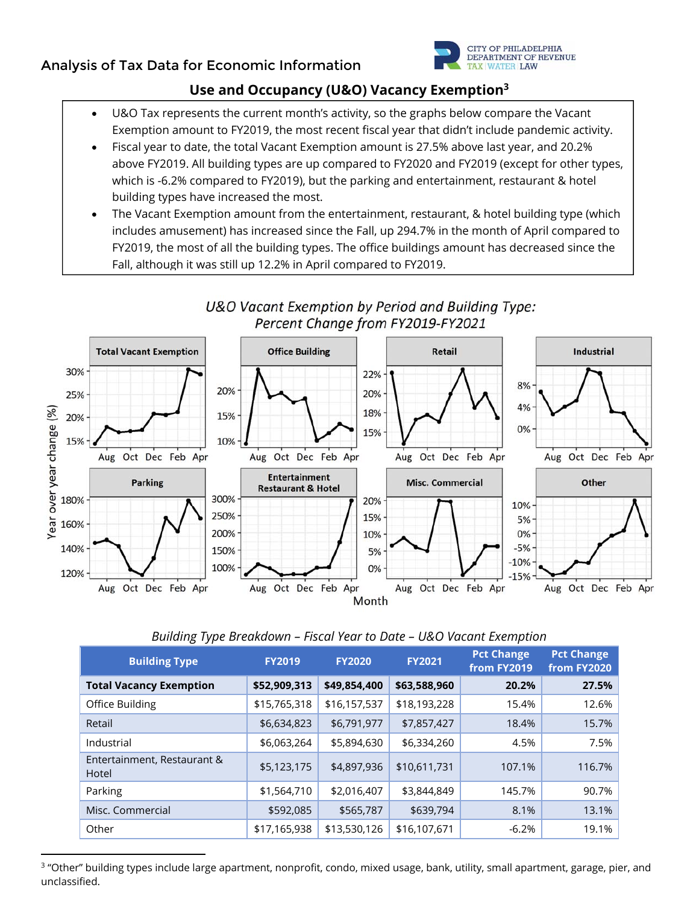Analysis of Tax Data for Economic Information

## Use and Occupancy (U&O) Vacancy Exemption[3]

- U&O Tax represents the current month's activity, so the graphs below compare the Vacant Exemption amount to FY2019, the most recent fiscal year that didn't include pandemic activity.
- Fiscal year to date, the total Vacant Exemption amount is 27.5% above last year, and 20.2% above FY2019. All building types are up compared to FY2020 and FY2019 (except for other types, which is -6.2% compared to FY2019), but the parking and entertainment, restaurant & hotel building types have increased the most.
- The Vacant Exemption amount from the entertainment, restaurant, & hotel building type (which includes amusement) has increased since the Fall, up 294.7% in the month of April compared to FY2019, the most of all the building types. The office buildings amount has decreased since the Fall, although it was still up 12.2% in April compared to FY2019.

*U&O Vacant Exemption by Period and Building Type: Percent Change from FY2019-FY2021*

*Building Type Breakdown – Fiscal Year to Date – U&O Vacant Exemption*

| Building Type | FY2019 | FY2020 | FY2021 | Pct Change from FY2019 | Pct Change from FY2020 |
|---|---|---|---|---|---|
| **Total Vacancy Exemption** | **$52,909,313** | **$49,854,400** | **$63,588,960** | **20.2%** | **27.5%** |
| Office Building | $15,765,318 | $16,157,537 | $18,193,228 | 15.4% | 12.6% |
| Retail | $6,634,823 | $6,791,977 | $7,857,427 | 18.4% | 15.7% |
| Industrial | $6,063,264 | $5,894,630 | $6,334,260 | 4.5% | 7.5% |
| Entertainment, Restaurant & Hotel | $5,123,175 | $4,897,936 | $10,611,731 | 107.1% | 116.7% |
| Parking | $1,564,710 | $2,016,407 | $3,844,849 | 145.7% | 90.7% |
| Misc. Commercial | $592,085 | $565,787 | $639,794 | 8.1% | 13.1% |
| Other | $17,165,938 | $13,530,126 | $16,107,671 | -6.2% | 19.1% |

[3] "Other" building types include large apartment, nonprofit, condo, mixed usage, bank, utility, small apartment, garage, pier, and unclassified.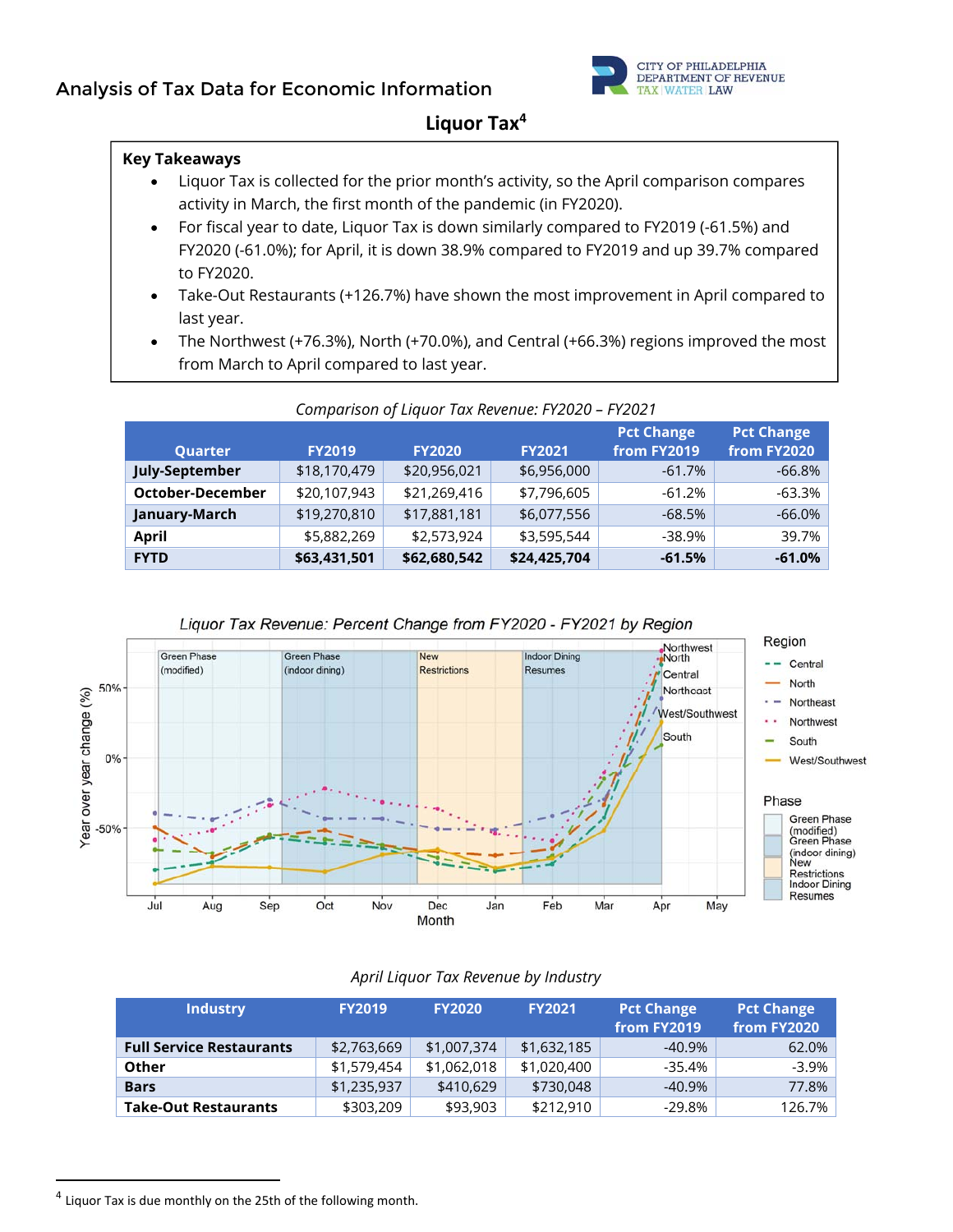Analysis of Tax Data for Economic Information

CITY OF PHILADELPHIA DEPARTMENT OF REVENUE
TAX | WATER | LAW

## Liquor Tax[4]

**Key Takeaways**

- Liquor Tax is collected for the prior month's activity, so the April comparison compares activity in March, the first month of the pandemic (in FY2020).
- For fiscal year to date, Liquor Tax is down similarly compared to FY2019 (-61.5%) and FY2020 (-61.0%); for April, it is down 38.9% compared to FY2019 and up 39.7% compared to FY2020.
- Take-Out Restaurants (+126.7%) have shown the most improvement in April compared to last year.
- The Northwest (+76.3%), North (+70.0%), and Central (+66.3%) regions improved the most from March to April compared to last year.

*Comparison of Liquor Tax Revenue: FY2020 – FY2021*

| Quarter | FY2019 | FY2020 | FY2021 | Pct Change from FY2019 | Pct Change from FY2020 |
|---|---|---|---|---|---|
| **July-September** | $18,170,479 | $20,956,021 | $6,956,000 | -61.7% | -66.8% |
| **October-December** | $20,107,943 | $21,269,416 | $7,796,605 | -61.2% | -63.3% |
| **January-March** | $19,270,810 | $17,881,181 | $6,077,556 | -68.5% | -66.0% |
| **April** | $5,882,269 | $2,573,924 | $3,595,544 | -38.9% | 39.7% |
| **FYTD** | **$63,431,501** | **$62,680,542** | **$24,425,704** | **-61.5%** | **-61.0%** |

Liquor Tax Revenue: Percent Change from FY2020 - FY2021 by Region

Year over year change (%)
50%
0%
-50%

Green Phase (modified)
Green Phase (indoor dining)
New Restrictions
Indoor Dining Resumes

Northwest
North
Central
Northeast
West/Southwest
South

Jul Aug Sep Oct Nov Dec Jan Feb Mar Apr May
Month

Region
Central
North
Northeast
Northwest
South
West/Southwest

Phase
Green Phase (modified)
Green Phase (indoor dining)
New Restrictions
Indoor Dining Resumes

*April Liquor Tax Revenue by Industry*

| Industry | FY2019 | FY2020 | FY2021 | Pct Change from FY2019 | Pct Change from FY2020 |
|---|---|---|---|---|---|
| **Full Service Restaurants** | $2,763,669 | $1,007,374 | $1,632,185 | -40.9% | 62.0% |
| **Other** | $1,579,454 | $1,062,018 | $1,020,400 | -35.4% | -3.9% |
| **Bars** | $1,235,937 | $410,629 | $730,048 | -40.9% | 77.8% |
| **Take-Out Restaurants** | $303,209 | $93,903 | $212,910 | -29.8% | 126.7% |

[4] Liquor Tax is due monthly on the 25th of the following month.